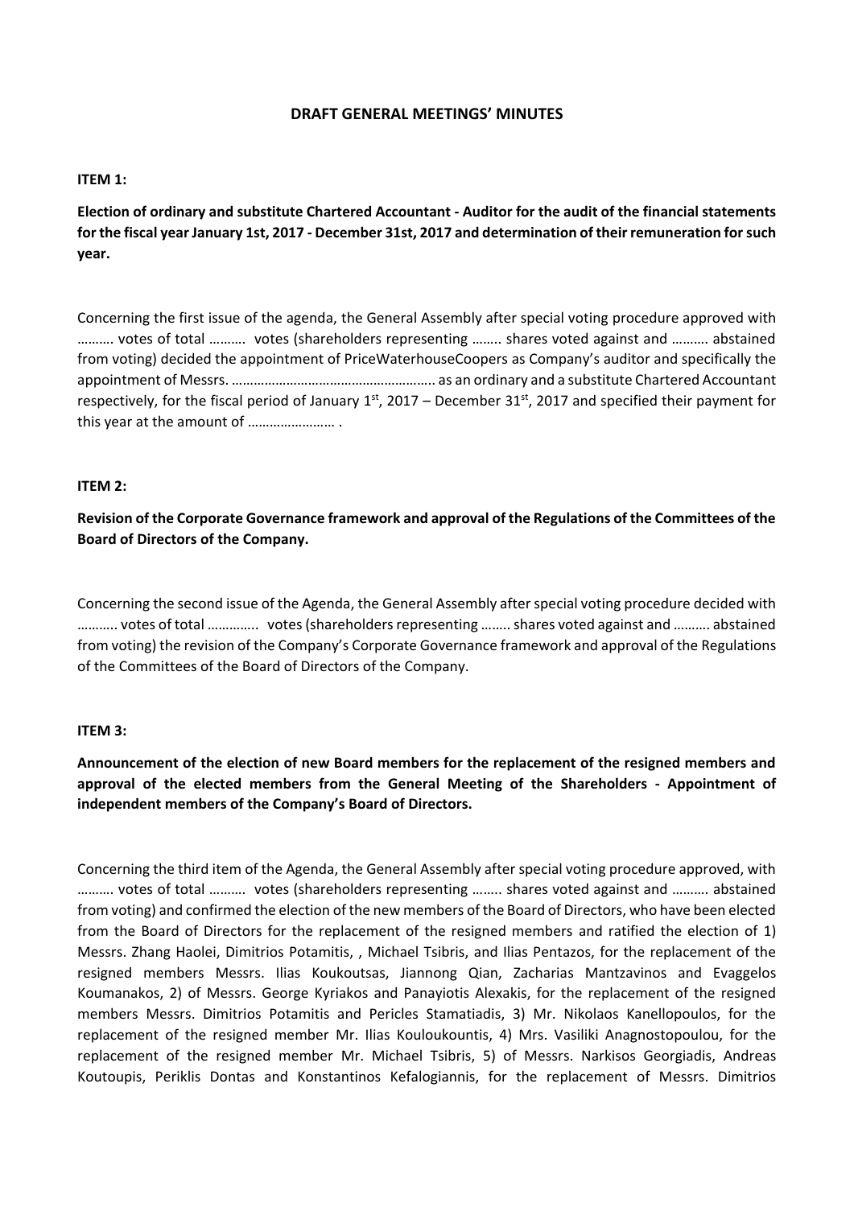# DRAFT GENERAL MEETINGS' MINUTES

**ITEM 1:**

**Election of ordinary and substitute Chartered Accountant - Auditor for the audit of the financial statements for the fiscal year January 1st, 2017 - December 31st, 2017 and determination of their remuneration for such year.**

Concerning the first issue of the agenda, the General Assembly after special voting procedure approved with ………. votes of total ………. votes (shareholders representing …….. shares voted against and ………. abstained from voting) decided the appointment of PriceWaterhouseCoopers as Company's auditor and specifically the appointment of Messrs. ……………………………………………….. as an ordinary and a substitute Chartered Accountant respectively, for the fiscal period of January 1st, 2017 – December 31st, 2017 and specified their payment for this year at the amount of …………………… .

**ITEM 2:**

**Revision of the Corporate Governance framework and approval of the Regulations of the Committees of the Board of Directors of the Company.**

Concerning the second issue of the Agenda, the General Assembly after special voting procedure decided with ……….. votes of total ………….. votes (shareholders representing …….. shares voted against and ………. abstained from voting) the revision of the Company's Corporate Governance framework and approval of the Regulations of the Committees of the Board of Directors of the Company.

**ITEM 3:**

**Announcement of the election of new Board members for the replacement of the resigned members and approval of the elected members from the General Meeting of the Shareholders - Appointment of independent members of the Company's Board of Directors.**

Concerning the third item of the Agenda, the General Assembly after special voting procedure approved, with ………. votes of total ………. votes (shareholders representing …….. shares voted against and ………. abstained from voting) and confirmed the election of the new members of the Board of Directors, who have been elected from the Board of Directors for the replacement of the resigned members and ratified the election of 1) Messrs. Zhang Haolei, Dimitrios Potamitis, , Michael Tsibris, and Ilias Pentazos, for the replacement of the resigned members Messrs. Ilias Koukoutsas, Jiannong Qian, Zacharias Mantzavinos and Evaggelos Koumanakos, 2) of Messrs. George Kyriakos and Panayiotis Alexakis, for the replacement of the resigned members Messrs. Dimitrios Potamitis and Pericles Stamatiadis, 3) Mr. Nikolaos Kanellopoulos, for the replacement of the resigned member Mr. Ilias Kouloukountis, 4) Mrs. Vasiliki Anagnostopoulou, for the replacement of the resigned member Mr. Michael Tsibris, 5) of Messrs. Narkisos Georgiadis, Andreas Koutoupis, Periklis Dontas and Konstantinos Kefalogiannis, for the replacement of Messrs. Dimitrios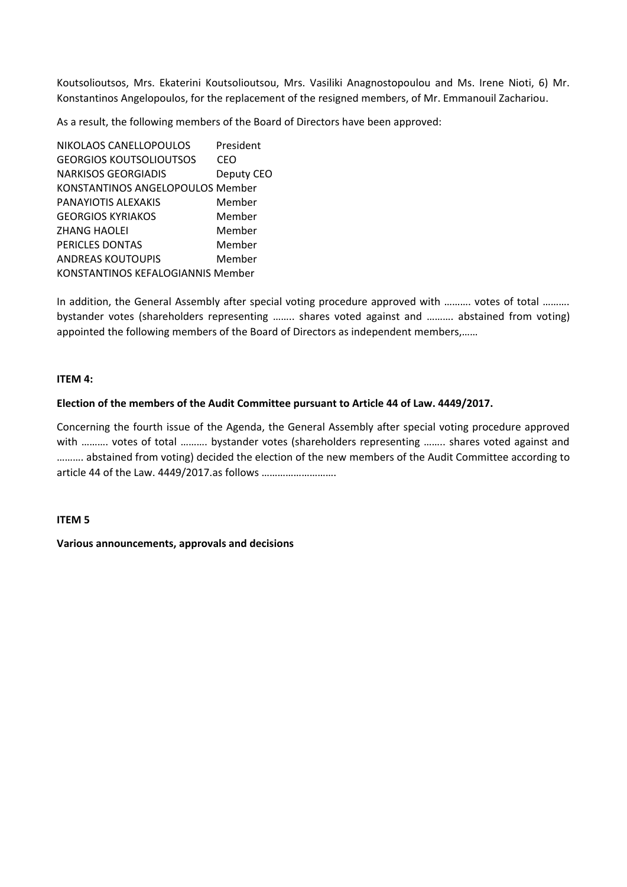Koutsolioutsos, Mrs. Ekaterini Koutsolioutsou, Mrs. Vasiliki Anagnostopoulou and Ms. Irene Nioti, 6) Mr. Konstantinos Angelopoulos, for the replacement of the resigned members, of Mr. Emmanouil Zachariou.

As a result, the following members of the Board of Directors have been approved:

| | |
|---|---|
| NIKOLAOS CANELLOPOULOS | President |
| GEORGIOS KOUTSOLIOUTSOS | CEO |
| NARKISOS GEORGIADIS | Deputy CEO |
| KONSTANTINOS ANGELOPOULOS | Member |
| PANAYIOTIS ALEXAKIS | Member |
| GEORGIOS KYRIAKOS | Member |
| ZHANG HAOLEI | Member |
| PERICLES DONTAS | Member |
| ANDREAS KOUTOUPIS | Member |
| KONSTANTINOS KEFALOGIANNIS | Member |

In addition, the General Assembly after special voting procedure approved with ………. votes of total ………. bystander votes (shareholders representing …….. shares voted against and ………. abstained from voting) appointed the following members of the Board of Directors as independent members,……

**ITEM 4:**

**Election of the members of the Audit Committee pursuant to Article 44 of Law. 4449/2017.**

Concerning the fourth issue of the Agenda, the General Assembly after special voting procedure approved with ………. votes of total ………. bystander votes (shareholders representing …….. shares voted against and ………. abstained from voting) decided the election of the new members of the Audit Committee according to article 44 of the Law. 4449/2017.as follows ……………………….

**ITEM 5**

**Various announcements, approvals and decisions**